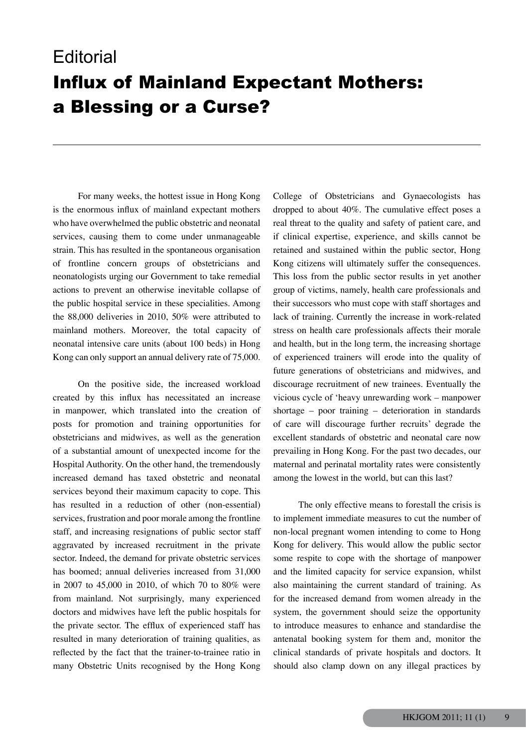Editorial

# Influx of Mainland Expectant Mothers: a Blessing or a Curse?

For many weeks, the hottest issue in Hong Kong is the enormous influx of mainland expectant mothers who have overwhelmed the public obstetric and neonatal services, causing them to come under unmanageable strain. This has resulted in the spontaneous organisation of frontline concern groups of obstetricians and neonatologists urging our Government to take remedial actions to prevent an otherwise inevitable collapse of the public hospital service in these specialities. Among the 88,000 deliveries in 2010, 50% were attributed to mainland mothers. Moreover, the total capacity of neonatal intensive care units (about 100 beds) in Hong Kong can only support an annual delivery rate of 75,000.

On the positive side, the increased workload created by this influx has necessitated an increase in manpower, which translated into the creation of posts for promotion and training opportunities for obstetricians and midwives, as well as the generation of a substantial amount of unexpected income for the Hospital Authority. On the other hand, the tremendously increased demand has taxed obstetric and neonatal services beyond their maximum capacity to cope. This has resulted in a reduction of other (non-essential) services, frustration and poor morale among the frontline staff, and increasing resignations of public sector staff aggravated by increased recruitment in the private sector. Indeed, the demand for private obstetric services has boomed; annual deliveries increased from 31,000 in 2007 to 45,000 in 2010, of which 70 to 80% were from mainland. Not surprisingly, many experienced doctors and midwives have left the public hospitals for the private sector. The efflux of experienced staff has resulted in many deterioration of training qualities, as reflected by the fact that the trainer-to-trainee ratio in many Obstetric Units recognised by the Hong Kong College of Obstetricians and Gynaecologists has dropped to about 40%. The cumulative effect poses a real threat to the quality and safety of patient care, and if clinical expertise, experience, and skills cannot be retained and sustained within the public sector, Hong Kong citizens will ultimately suffer the consequences. This loss from the public sector results in yet another group of victims, namely, health care professionals and their successors who must cope with staff shortages and lack of training. Currently the increase in work-related stress on health care professionals affects their morale and health, but in the long term, the increasing shortage of experienced trainers will erode into the quality of future generations of obstetricians and midwives, and discourage recruitment of new trainees. Eventually the vicious cycle of 'heavy unrewarding work – manpower shortage – poor training – deterioration in standards of care will discourage further recruits' degrade the excellent standards of obstetric and neonatal care now prevailing in Hong Kong. For the past two decades, our maternal and perinatal mortality rates were consistently among the lowest in the world, but can this last?

The only effective means to forestall the crisis is to implement immediate measures to cut the number of non-local pregnant women intending to come to Hong Kong for delivery. This would allow the public sector some respite to cope with the shortage of manpower and the limited capacity for service expansion, whilst also maintaining the current standard of training. As for the increased demand from women already in the system, the government should seize the opportunity to introduce measures to enhance and standardise the antenatal booking system for them and, monitor the clinical standards of private hospitals and doctors. It should also clamp down on any illegal practices by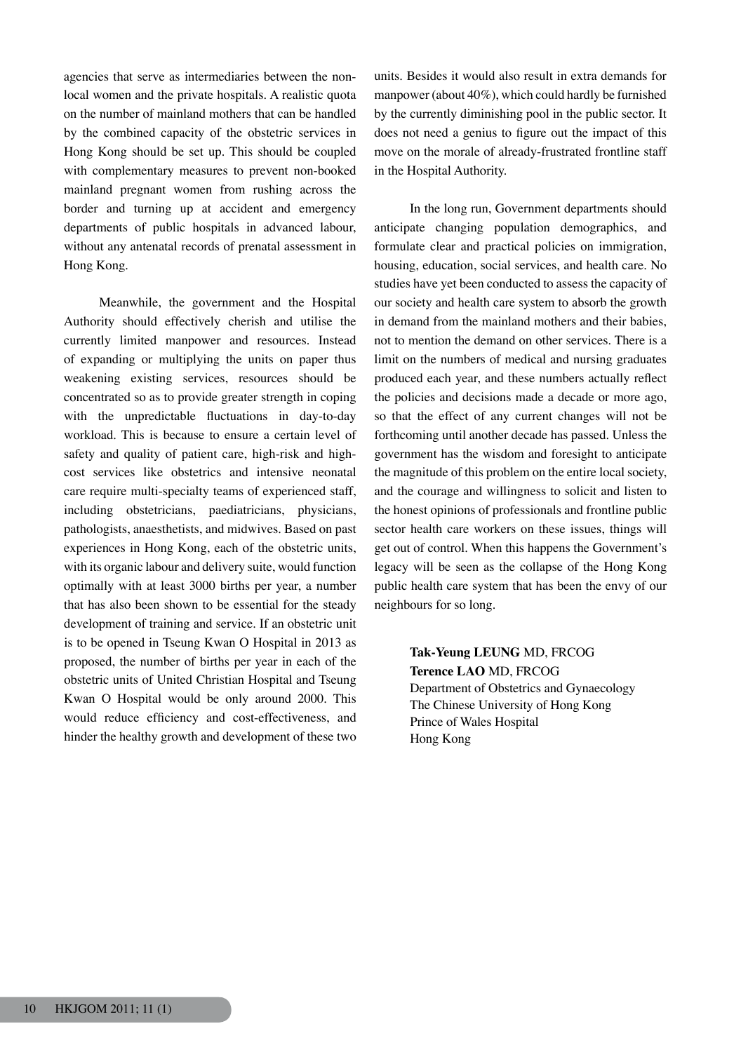agencies that serve as intermediaries between the non-local women and the private hospitals. A realistic quota on the number of mainland mothers that can be handled by the combined capacity of the obstetric services in Hong Kong should be set up. This should be coupled with complementary measures to prevent non-booked mainland pregnant women from rushing across the border and turning up at accident and emergency departments of public hospitals in advanced labour, without any antenatal records of prenatal assessment in Hong Kong.

Meanwhile, the government and the Hospital Authority should effectively cherish and utilise the currently limited manpower and resources. Instead of expanding or multiplying the units on paper thus weakening existing services, resources should be concentrated so as to provide greater strength in coping with the unpredictable fluctuations in day-to-day workload. This is because to ensure a certain level of safety and quality of patient care, high-risk and high-cost services like obstetrics and intensive neonatal care require multi-specialty teams of experienced staff, including obstetricians, paediatricians, physicians, pathologists, anaesthetists, and midwives. Based on past experiences in Hong Kong, each of the obstetric units, with its organic labour and delivery suite, would function optimally with at least 3000 births per year, a number that has also been shown to be essential for the steady development of training and service. If an obstetric unit is to be opened in Tseung Kwan O Hospital in 2013 as proposed, the number of births per year in each of the obstetric units of United Christian Hospital and Tseung Kwan O Hospital would be only around 2000. This would reduce efficiency and cost-effectiveness, and hinder the healthy growth and development of these two units. Besides it would also result in extra demands for manpower (about 40%), which could hardly be furnished by the currently diminishing pool in the public sector. It does not need a genius to figure out the impact of this move on the morale of already-frustrated frontline staff in the Hospital Authority.

In the long run, Government departments should anticipate changing population demographics, and formulate clear and practical policies on immigration, housing, education, social services, and health care. No studies have yet been conducted to assess the capacity of our society and health care system to absorb the growth in demand from the mainland mothers and their babies, not to mention the demand on other services. There is a limit on the numbers of medical and nursing graduates produced each year, and these numbers actually reflect the policies and decisions made a decade or more ago, so that the effect of any current changes will not be forthcoming until another decade has passed. Unless the government has the wisdom and foresight to anticipate the magnitude of this problem on the entire local society, and the courage and willingness to solicit and listen to the honest opinions of professionals and frontline public sector health care workers on these issues, things will get out of control. When this happens the Government's legacy will be seen as the collapse of the Hong Kong public health care system that has been the envy of our neighbours for so long.

**Tak-Yeung LEUNG** MD, FRCOG
**Terence LAO** MD, FRCOG
Department of Obstetrics and Gynaecology
The Chinese University of Hong Kong
Prince of Wales Hospital
Hong Kong